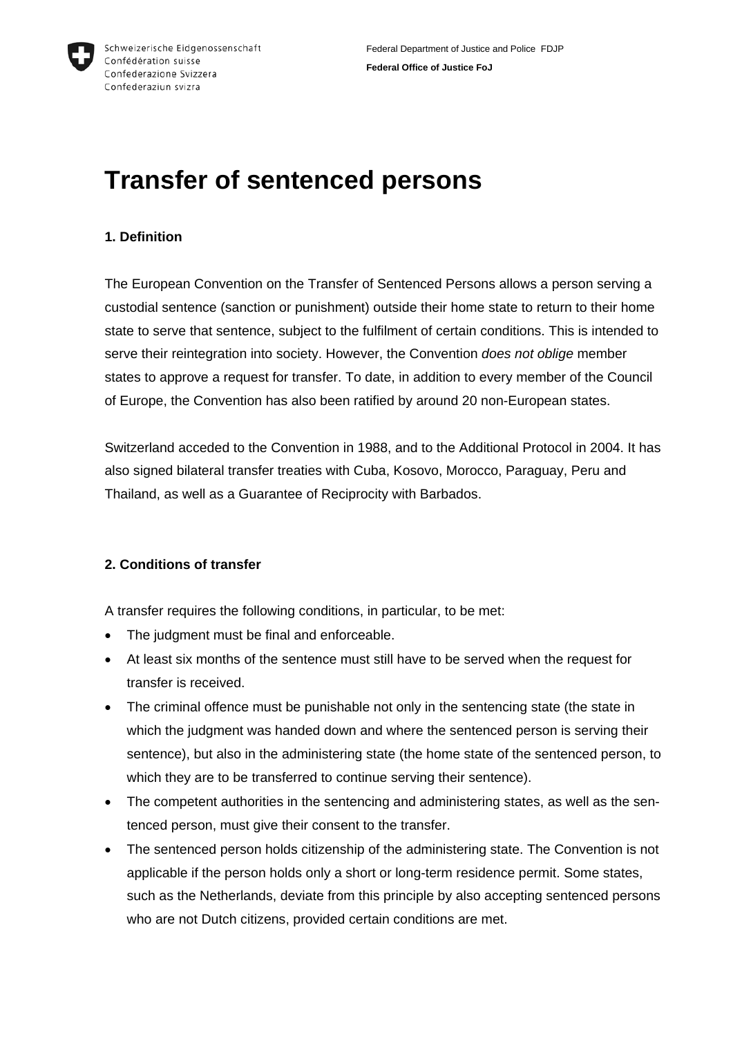Schweizerische Eidgenossenschaft
Confédération suisse
Confederazione Svizzera
Confederaziun svizra

Federal Department of Justice and Police FDJP
**Federal Office of Justice FoJ**

# Transfer of sentenced persons

## 1. Definition

The European Convention on the Transfer of Sentenced Persons allows a person serving a custodial sentence (sanction or punishment) outside their home state to return to their home state to serve that sentence, subject to the fulfilment of certain conditions. This is intended to serve their reintegration into society. However, the Convention *does not oblige* member states to approve a request for transfer. To date, in addition to every member of the Council of Europe, the Convention has also been ratified by around 20 non-European states.

Switzerland acceded to the Convention in 1988, and to the Additional Protocol in 2004. It has also signed bilateral transfer treaties with Cuba, Kosovo, Morocco, Paraguay, Peru and Thailand, as well as a Guarantee of Reciprocity with Barbados.

## 2. Conditions of transfer

A transfer requires the following conditions, in particular, to be met:

- The judgment must be final and enforceable.
- At least six months of the sentence must still have to be served when the request for transfer is received.
- The criminal offence must be punishable not only in the sentencing state (the state in which the judgment was handed down and where the sentenced person is serving their sentence), but also in the administering state (the home state of the sentenced person, to which they are to be transferred to continue serving their sentence).
- The competent authorities in the sentencing and administering states, as well as the sentenced person, must give their consent to the transfer.
- The sentenced person holds citizenship of the administering state. The Convention is not applicable if the person holds only a short or long-term residence permit. Some states, such as the Netherlands, deviate from this principle by also accepting sentenced persons who are not Dutch citizens, provided certain conditions are met.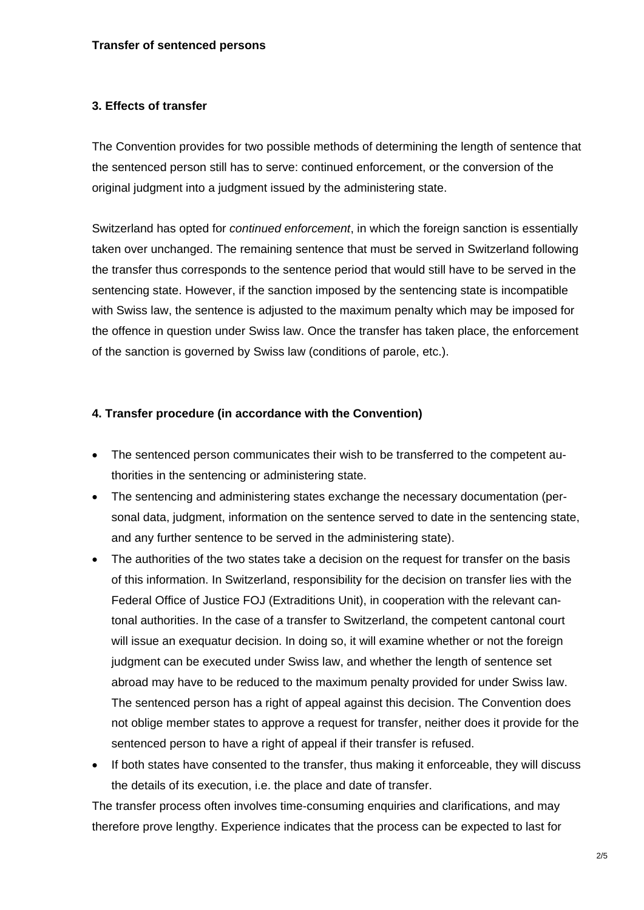## 3. Effects of transfer

The Convention provides for two possible methods of determining the length of sentence that the sentenced person still has to serve: continued enforcement, or the conversion of the original judgment into a judgment issued by the administering state.

Switzerland has opted for *continued enforcement*, in which the foreign sanction is essentially taken over unchanged. The remaining sentence that must be served in Switzerland following the transfer thus corresponds to the sentence period that would still have to be served in the sentencing state. However, if the sanction imposed by the sentencing state is incompatible with Swiss law, the sentence is adjusted to the maximum penalty which may be imposed for the offence in question under Swiss law. Once the transfer has taken place, the enforcement of the sanction is governed by Swiss law (conditions of parole, etc.).

## 4. Transfer procedure (in accordance with the Convention)

- The sentenced person communicates their wish to be transferred to the competent authorities in the sentencing or administering state.
- The sentencing and administering states exchange the necessary documentation (personal data, judgment, information on the sentence served to date in the sentencing state, and any further sentence to be served in the administering state).
- The authorities of the two states take a decision on the request for transfer on the basis of this information. In Switzerland, responsibility for the decision on transfer lies with the Federal Office of Justice FOJ (Extraditions Unit), in cooperation with the relevant cantonal authorities. In the case of a transfer to Switzerland, the competent cantonal court will issue an exequatur decision. In doing so, it will examine whether or not the foreign judgment can be executed under Swiss law, and whether the length of sentence set abroad may have to be reduced to the maximum penalty provided for under Swiss law. The sentenced person has a right of appeal against this decision. The Convention does not oblige member states to approve a request for transfer, neither does it provide for the sentenced person to have a right of appeal if their transfer is refused.
- If both states have consented to the transfer, thus making it enforceable, they will discuss the details of its execution, i.e. the place and date of transfer.

The transfer process often involves time-consuming enquiries and clarifications, and may therefore prove lengthy. Experience indicates that the process can be expected to last for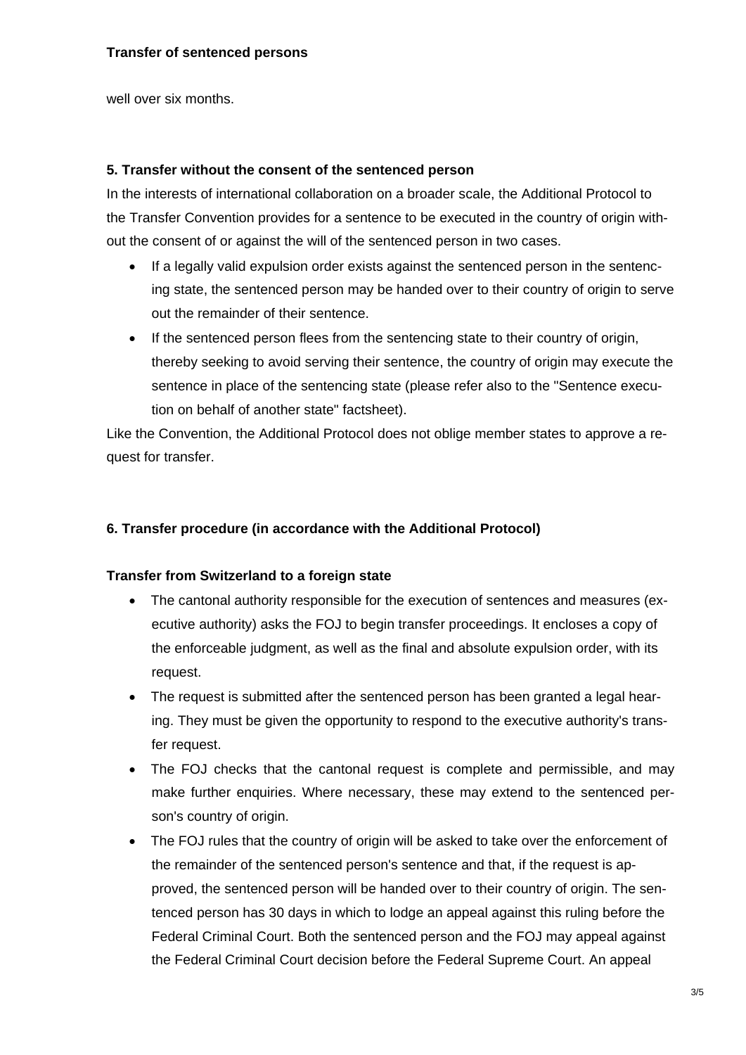well over six months.

## 5. Transfer without the consent of the sentenced person

In the interests of international collaboration on a broader scale, the Additional Protocol to the Transfer Convention provides for a sentence to be executed in the country of origin without the consent of or against the will of the sentenced person in two cases.

- If a legally valid expulsion order exists against the sentenced person in the sentencing state, the sentenced person may be handed over to their country of origin to serve out the remainder of their sentence.
- If the sentenced person flees from the sentencing state to their country of origin, thereby seeking to avoid serving their sentence, the country of origin may execute the sentence in place of the sentencing state (please refer also to the "Sentence execution on behalf of another state" factsheet).

Like the Convention, the Additional Protocol does not oblige member states to approve a request for transfer.

## 6. Transfer procedure (in accordance with the Additional Protocol)

### Transfer from Switzerland to a foreign state

- The cantonal authority responsible for the execution of sentences and measures (executive authority) asks the FOJ to begin transfer proceedings. It encloses a copy of the enforceable judgment, as well as the final and absolute expulsion order, with its request.
- The request is submitted after the sentenced person has been granted a legal hearing. They must be given the opportunity to respond to the executive authority's transfer request.
- The FOJ checks that the cantonal request is complete and permissible, and may make further enquiries. Where necessary, these may extend to the sentenced person's country of origin.
- The FOJ rules that the country of origin will be asked to take over the enforcement of the remainder of the sentenced person's sentence and that, if the request is approved, the sentenced person will be handed over to their country of origin. The sentenced person has 30 days in which to lodge an appeal against this ruling before the Federal Criminal Court. Both the sentenced person and the FOJ may appeal against the Federal Criminal Court decision before the Federal Supreme Court. An appeal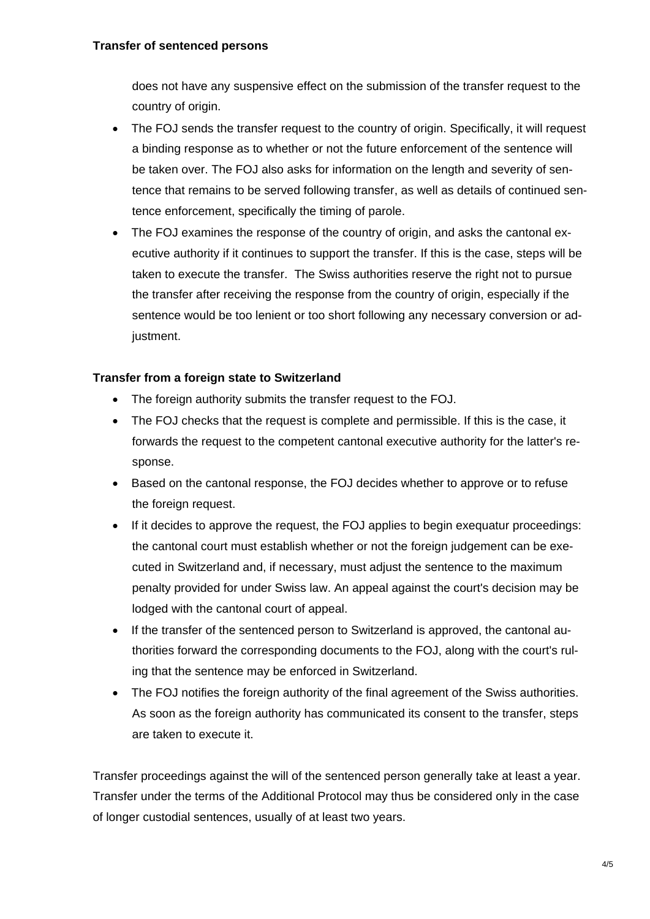does not have any suspensive effect on the submission of the transfer request to the country of origin.

- The FOJ sends the transfer request to the country of origin. Specifically, it will request a binding response as to whether or not the future enforcement of the sentence will be taken over. The FOJ also asks for information on the length and severity of sentence that remains to be served following transfer, as well as details of continued sentence enforcement, specifically the timing of parole.
- The FOJ examines the response of the country of origin, and asks the cantonal executive authority if it continues to support the transfer. If this is the case, steps will be taken to execute the transfer. The Swiss authorities reserve the right not to pursue the transfer after receiving the response from the country of origin, especially if the sentence would be too lenient or too short following any necessary conversion or adjustment.

**Transfer from a foreign state to Switzerland**

- The foreign authority submits the transfer request to the FOJ.
- The FOJ checks that the request is complete and permissible. If this is the case, it forwards the request to the competent cantonal executive authority for the latter's response.
- Based on the cantonal response, the FOJ decides whether to approve or to refuse the foreign request.
- If it decides to approve the request, the FOJ applies to begin exequatur proceedings: the cantonal court must establish whether or not the foreign judgement can be executed in Switzerland and, if necessary, must adjust the sentence to the maximum penalty provided for under Swiss law. An appeal against the court's decision may be lodged with the cantonal court of appeal.
- If the transfer of the sentenced person to Switzerland is approved, the cantonal authorities forward the corresponding documents to the FOJ, along with the court's ruling that the sentence may be enforced in Switzerland.
- The FOJ notifies the foreign authority of the final agreement of the Swiss authorities. As soon as the foreign authority has communicated its consent to the transfer, steps are taken to execute it.

Transfer proceedings against the will of the sentenced person generally take at least a year. Transfer under the terms of the Additional Protocol may thus be considered only in the case of longer custodial sentences, usually of at least two years.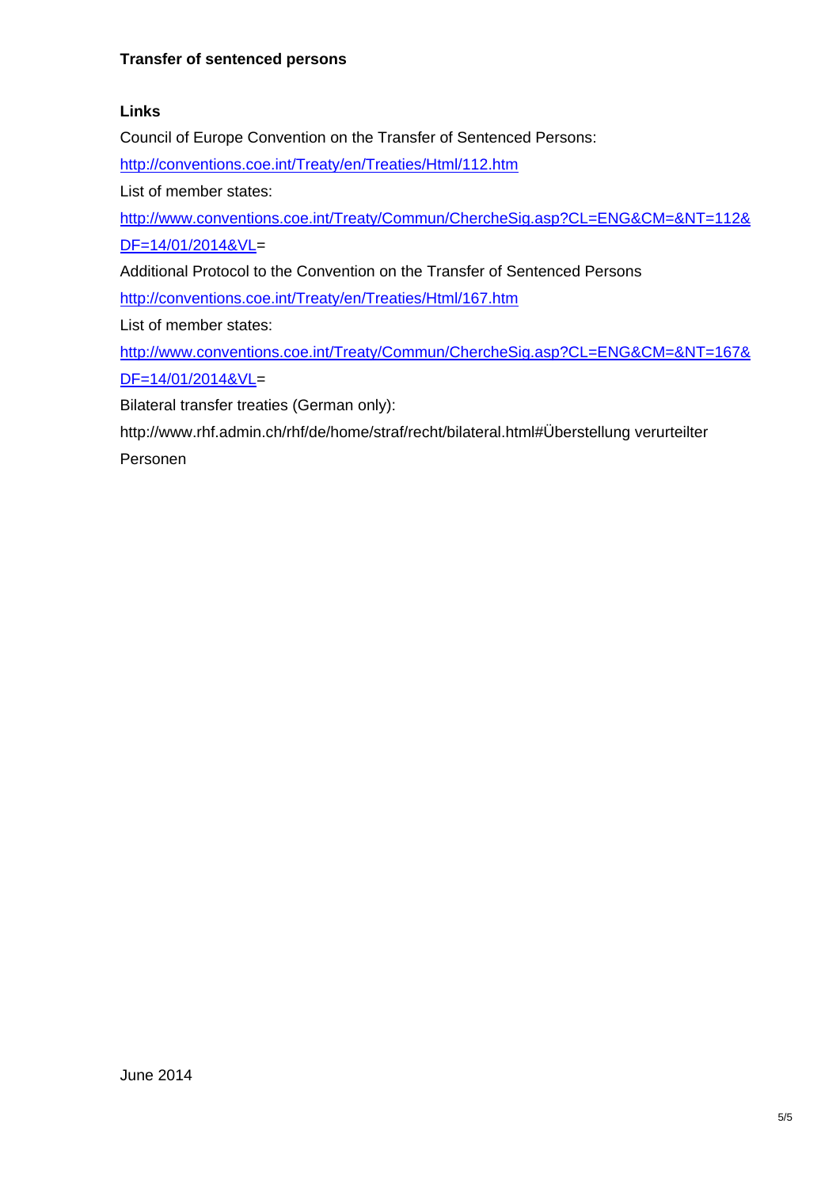**Transfer of sentenced persons**

**Links**

Council of Europe Convention on the Transfer of Sentenced Persons:

http://conventions.coe.int/Treaty/en/Treaties/Html/112.htm

List of member states:

http://www.conventions.coe.int/Treaty/Commun/ChercheSig.asp?CL=ENG&CM=&NT=112&DF=14/01/2014&VL=

Additional Protocol to the Convention on the Transfer of Sentenced Persons

http://conventions.coe.int/Treaty/en/Treaties/Html/167.htm

List of member states:

http://www.conventions.coe.int/Treaty/Commun/ChercheSig.asp?CL=ENG&CM=&NT=167&DF=14/01/2014&VL=

Bilateral transfer treaties (German only):

http://www.rhf.admin.ch/rhf/de/home/straf/recht/bilateral.html#Überstellung verurteilter Personen

June 2014